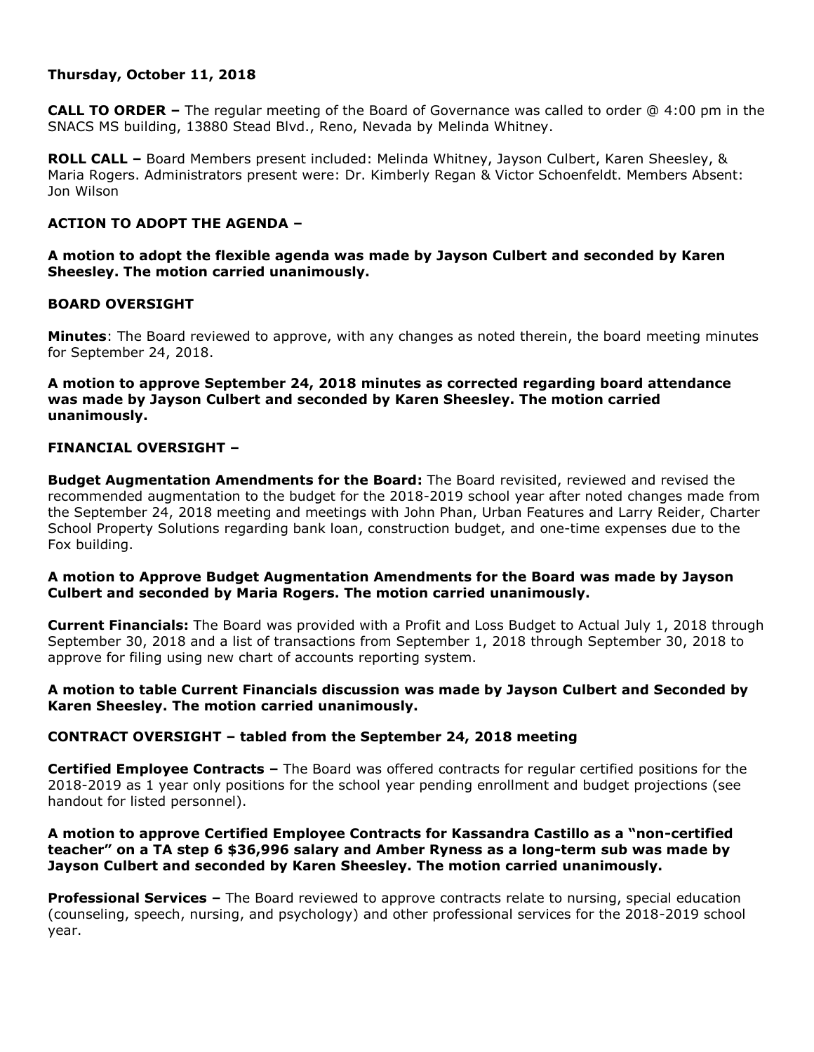**Thursday, October 11, 2018**

**CALL TO ORDER –** The regular meeting of the Board of Governance was called to order @ 4:00 pm in the SNACS MS building, 13880 Stead Blvd., Reno, Nevada by Melinda Whitney.

**ROLL CALL –** Board Members present included: Melinda Whitney, Jayson Culbert, Karen Sheesley, & Maria Rogers. Administrators present were: Dr. Kimberly Regan & Victor Schoenfeldt. Members Absent: Jon Wilson

**ACTION TO ADOPT THE AGENDA –**

**A motion to adopt the flexible agenda was made by Jayson Culbert and seconded by Karen Sheesley. The motion carried unanimously.**

**BOARD OVERSIGHT**

**Minutes**: The Board reviewed to approve, with any changes as noted therein, the board meeting minutes for September 24, 2018.

**A motion to approve September 24, 2018 minutes as corrected regarding board attendance was made by Jayson Culbert and seconded by Karen Sheesley. The motion carried unanimously.**

**FINANCIAL OVERSIGHT –**

**Budget Augmentation Amendments for the Board:** The Board revisited, reviewed and revised the recommended augmentation to the budget for the 2018-2019 school year after noted changes made from the September 24, 2018 meeting and meetings with John Phan, Urban Features and Larry Reider, Charter School Property Solutions regarding bank loan, construction budget, and one-time expenses due to the Fox building.

**A motion to Approve Budget Augmentation Amendments for the Board was made by Jayson Culbert and seconded by Maria Rogers. The motion carried unanimously.**

**Current Financials:** The Board was provided with a Profit and Loss Budget to Actual July 1, 2018 through September 30, 2018 and a list of transactions from September 1, 2018 through September 30, 2018 to approve for filing using new chart of accounts reporting system.

**A motion to table Current Financials discussion was made by Jayson Culbert and Seconded by Karen Sheesley. The motion carried unanimously.**

**CONTRACT OVERSIGHT – tabled from the September 24, 2018 meeting**

**Certified Employee Contracts –** The Board was offered contracts for regular certified positions for the 2018-2019 as 1 year only positions for the school year pending enrollment and budget projections (see handout for listed personnel).

**A motion to approve Certified Employee Contracts for Kassandra Castillo as a "non-certified teacher" on a TA step 6 $36,996 salary and Amber Ryness as a long-term sub was made by Jayson Culbert and seconded by Karen Sheesley. The motion carried unanimously.**

**Professional Services –** The Board reviewed to approve contracts relate to nursing, special education (counseling, speech, nursing, and psychology) and other professional services for the 2018-2019 school year.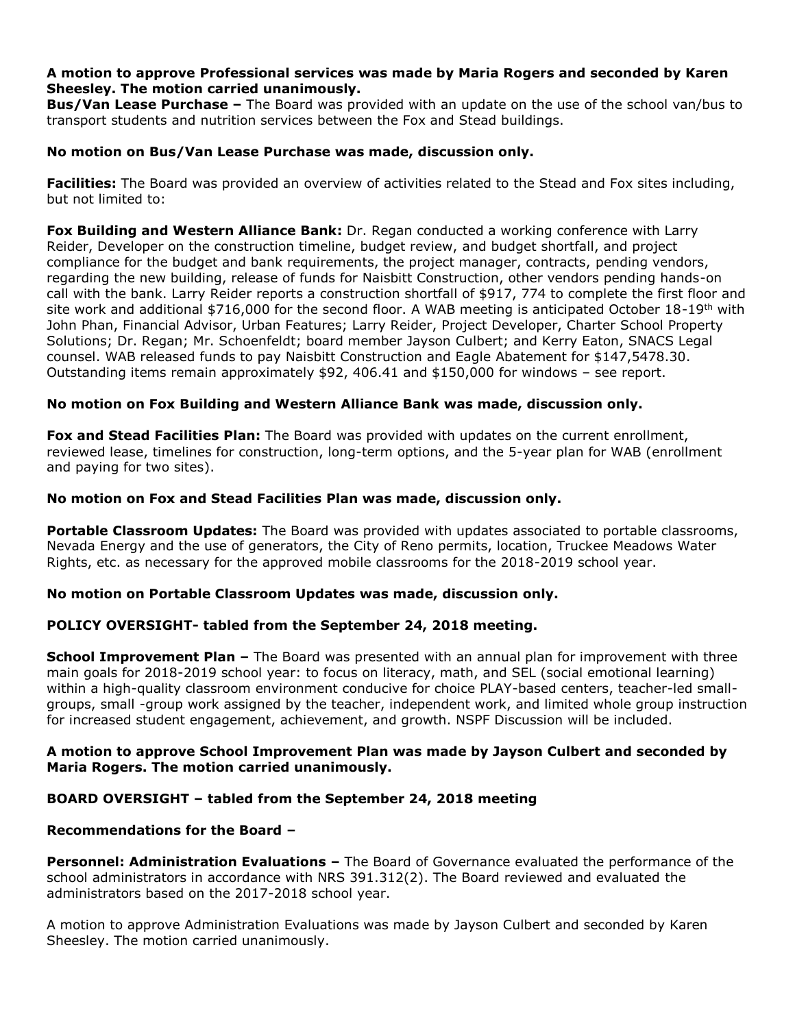**A motion to approve Professional services was made by Maria Rogers and seconded by Karen Sheesley. The motion carried unanimously.**

**Bus/Van Lease Purchase –** The Board was provided with an update on the use of the school van/bus to transport students and nutrition services between the Fox and Stead buildings.

**No motion on Bus/Van Lease Purchase was made, discussion only.**

**Facilities:** The Board was provided an overview of activities related to the Stead and Fox sites including, but not limited to:

**Fox Building and Western Alliance Bank:** Dr. Regan conducted a working conference with Larry Reider, Developer on the construction timeline, budget review, and budget shortfall, and project compliance for the budget and bank requirements, the project manager, contracts, pending vendors, regarding the new building, release of funds for Naisbitt Construction, other vendors pending hands-on call with the bank. Larry Reider reports a construction shortfall of $917, 774 to complete the first floor and site work and additional $716,000 for the second floor. A WAB meeting is anticipated October 18-19th with John Phan, Financial Advisor, Urban Features; Larry Reider, Project Developer, Charter School Property Solutions; Dr. Regan; Mr. Schoenfeldt; board member Jayson Culbert; and Kerry Eaton, SNACS Legal counsel. WAB released funds to pay Naisbitt Construction and Eagle Abatement for $147,5478.30. Outstanding items remain approximately $92, 406.41 and $150,000 for windows – see report.

**No motion on Fox Building and Western Alliance Bank was made, discussion only.**

**Fox and Stead Facilities Plan:** The Board was provided with updates on the current enrollment, reviewed lease, timelines for construction, long-term options, and the 5-year plan for WAB (enrollment and paying for two sites).

**No motion on Fox and Stead Facilities Plan was made, discussion only.**

**Portable Classroom Updates:** The Board was provided with updates associated to portable classrooms, Nevada Energy and the use of generators, the City of Reno permits, location, Truckee Meadows Water Rights, etc. as necessary for the approved mobile classrooms for the 2018-2019 school year.

**No motion on Portable Classroom Updates was made, discussion only.**

**POLICY OVERSIGHT- tabled from the September 24, 2018 meeting.**

**School Improvement Plan –** The Board was presented with an annual plan for improvement with three main goals for 2018-2019 school year: to focus on literacy, math, and SEL (social emotional learning) within a high-quality classroom environment conducive for choice PLAY-based centers, teacher-led small-groups, small -group work assigned by the teacher, independent work, and limited whole group instruction for increased student engagement, achievement, and growth. NSPF Discussion will be included.

**A motion to approve School Improvement Plan was made by Jayson Culbert and seconded by Maria Rogers. The motion carried unanimously.**

**BOARD OVERSIGHT – tabled from the September 24, 2018 meeting**

**Recommendations for the Board –**

**Personnel: Administration Evaluations –** The Board of Governance evaluated the performance of the school administrators in accordance with NRS 391.312(2). The Board reviewed and evaluated the administrators based on the 2017-2018 school year.

A motion to approve Administration Evaluations was made by Jayson Culbert and seconded by Karen Sheesley. The motion carried unanimously.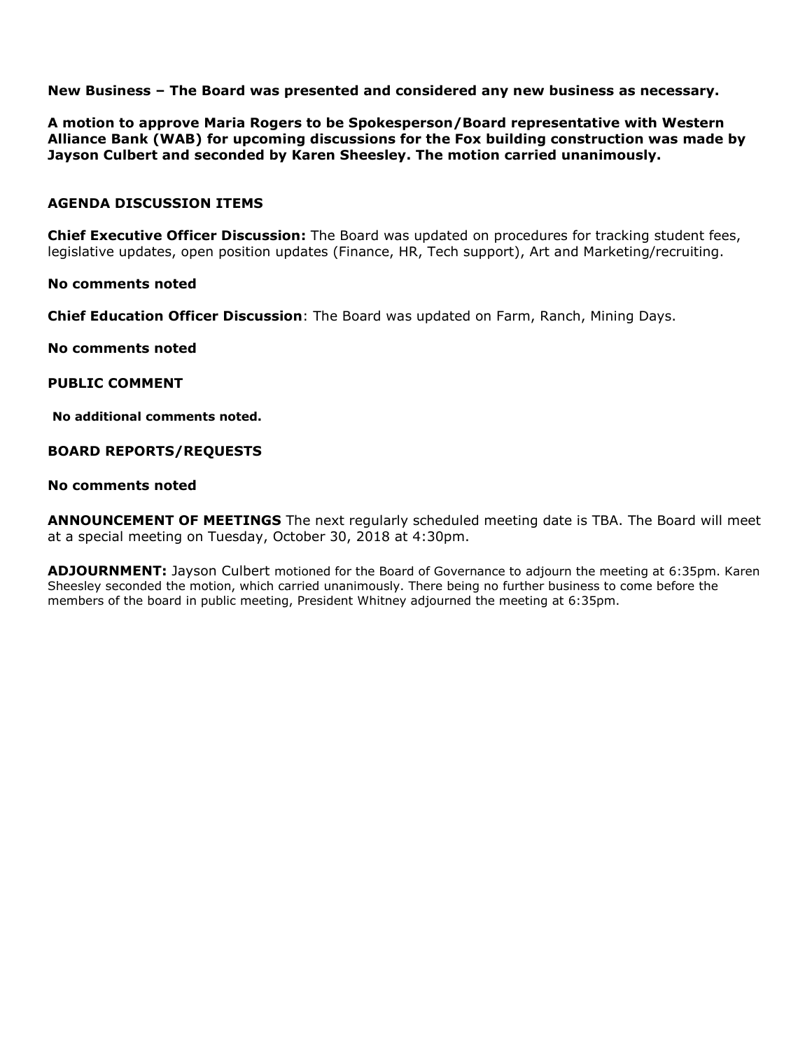**New Business – The Board was presented and considered any new business as necessary.**

**A motion to approve Maria Rogers to be Spokesperson/Board representative with Western Alliance Bank (WAB) for upcoming discussions for the Fox building construction was made by Jayson Culbert and seconded by Karen Sheesley. The motion carried unanimously.**

**AGENDA DISCUSSION ITEMS**

**Chief Executive Officer Discussion:** The Board was updated on procedures for tracking student fees, legislative updates, open position updates (Finance, HR, Tech support), Art and Marketing/recruiting.

**No comments noted**

**Chief Education Officer Discussion**: The Board was updated on Farm, Ranch, Mining Days.

**No comments noted**

**PUBLIC COMMENT**

**No additional comments noted.**

**BOARD REPORTS/REQUESTS**

**No comments noted**

**ANNOUNCEMENT OF MEETINGS** The next regularly scheduled meeting date is TBA. The Board will meet at a special meeting on Tuesday, October 30, 2018 at 4:30pm.

**ADJOURNMENT:** Jayson Culbert motioned for the Board of Governance to adjourn the meeting at 6:35pm. Karen Sheesley seconded the motion, which carried unanimously. There being no further business to come before the members of the board in public meeting, President Whitney adjourned the meeting at 6:35pm.